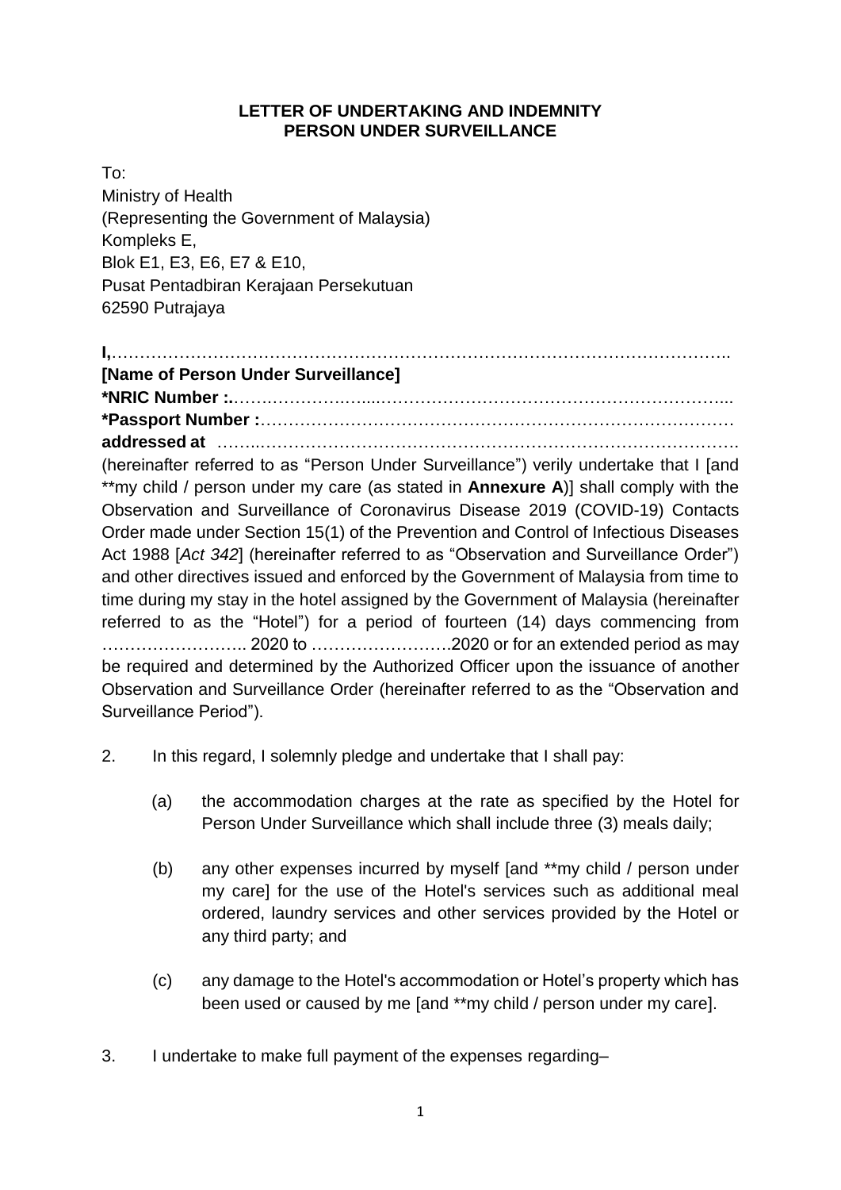**LETTER OF UNDERTAKING AND INDEMNITY**
**PERSON UNDER SURVEILLANCE**

To:
Ministry of Health
(Representing the Government of Malaysia)
Kompleks E,
Blok E1, E3, E6, E7 & E10,
Pusat Pentadbiran Kerajaan Persekutuan
62590 Putrajaya

**I,**………………………………………………………………………………………………..
**[Name of Person Under Surveillance]**
**\*NRIC Number :**……………………..……………………………………………………...
**\*Passport Number :**…………………………………………………………………………
**addressed at** ……..……………………………………………………………………………….
(hereinafter referred to as "Person Under Surveillance") verily undertake that I [and \*\*my child / person under my care (as stated in **Annexure A**)] shall comply with the Observation and Surveillance of Coronavirus Disease 2019 (COVID-19) Contacts Order made under Section 15(1) of the Prevention and Control of Infectious Diseases Act 1988 [*Act 342*] (hereinafter referred to as "Observation and Surveillance Order") and other directives issued and enforced by the Government of Malaysia from time to time during my stay in the hotel assigned by the Government of Malaysia (hereinafter referred to as the "Hotel") for a period of fourteen (14) days commencing from …………………….. 2020 to …………………….2020 or for an extended period as may be required and determined by the Authorized Officer upon the issuance of another Observation and Surveillance Order (hereinafter referred to as the "Observation and Surveillance Period").

2. In this regard, I solemnly pledge and undertake that I shall pay:

   (a) the accommodation charges at the rate as specified by the Hotel for Person Under Surveillance which shall include three (3) meals daily;

   (b) any other expenses incurred by myself [and \*\*my child / person under my care] for the use of the Hotel's services such as additional meal ordered, laundry services and other services provided by the Hotel or any third party; and

   (c) any damage to the Hotel's accommodation or Hotel's property which has been used or caused by me [and \*\*my child / person under my care].

3. I undertake to make full payment of the expenses regarding–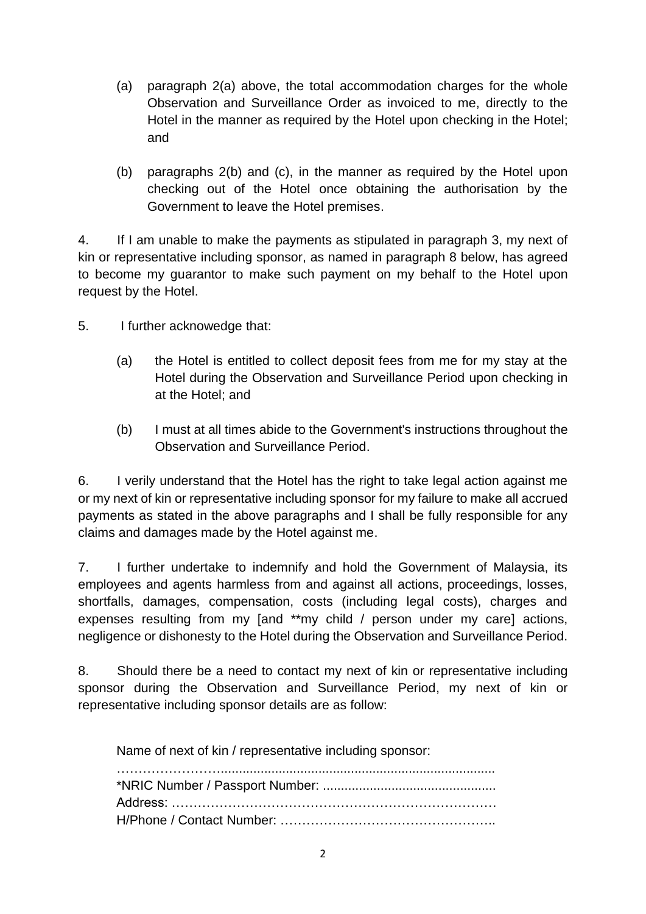(a) paragraph 2(a) above, the total accommodation charges for the whole Observation and Surveillance Order as invoiced to me, directly to the Hotel in the manner as required by the Hotel upon checking in the Hotel; and

(b) paragraphs 2(b) and (c), in the manner as required by the Hotel upon checking out of the Hotel once obtaining the authorisation by the Government to leave the Hotel premises.

4. If I am unable to make the payments as stipulated in paragraph 3, my next of kin or representative including sponsor, as named in paragraph 8 below, has agreed to become my guarantor to make such payment on my behalf to the Hotel upon request by the Hotel.

5. I further acknowedge that:

(a) the Hotel is entitled to collect deposit fees from me for my stay at the Hotel during the Observation and Surveillance Period upon checking in at the Hotel; and

(b) I must at all times abide to the Government's instructions throughout the Observation and Surveillance Period.

6. I verily understand that the Hotel has the right to take legal action against me or my next of kin or representative including sponsor for my failure to make all accrued payments as stated in the above paragraphs and I shall be fully responsible for any claims and damages made by the Hotel against me.

7. I further undertake to indemnify and hold the Government of Malaysia, its employees and agents harmless from and against all actions, proceedings, losses, shortfalls, damages, compensation, costs (including legal costs), charges and expenses resulting from my [and **my child / person under my care] actions, negligence or dishonesty to the Hotel during the Observation and Surveillance Period.

8. Should there be a need to contact my next of kin or representative including sponsor during the Observation and Surveillance Period, my next of kin or representative including sponsor details are as follow:

Name of next of kin / representative including sponsor:
……………………..........................................................................
*NRIC Number / Passport Number: ...............................................
Address: ………………………………………………………………
H/Phone / Contact Number: …………………………………………..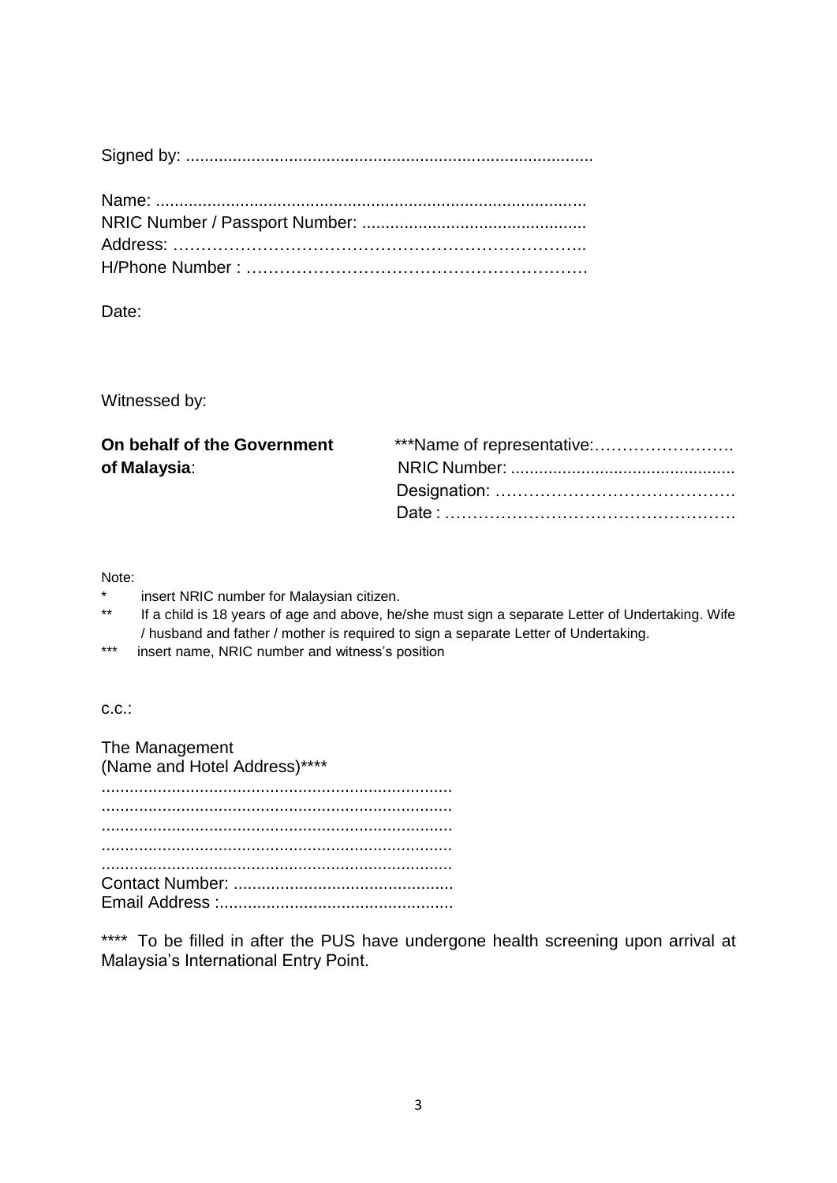Signed by: ......................................................................................

Name: .........................................................................................
NRIC Number / Passport Number: ...............................................
Address: ………………………………………………………………..
H/Phone Number : ……………………………………………………

Date:

Witnessed by:

**On behalf of the Government of Malaysia**:

***Name of representative:…………………….
NRIC Number: ...............................................
Designation: ……………………………………
Date : ……………………………………………

Note:

\* insert NRIC number for Malaysian citizen.

\*\* If a child is 18 years of age and above, he/she must sign a separate Letter of Undertaking. Wife / husband and father / mother is required to sign a separate Letter of Undertaking.

\*\*\* insert name, NRIC number and witness's position

c.c.:

The Management
(Name and Hotel Address)****
..........................................................................
..........................................................................
..........................................................................
..........................................................................
..........................................................................
Contact Number: ..............................................
Email Address :.................................................

**** To be filled in after the PUS have undergone health screening upon arrival at Malaysia's International Entry Point.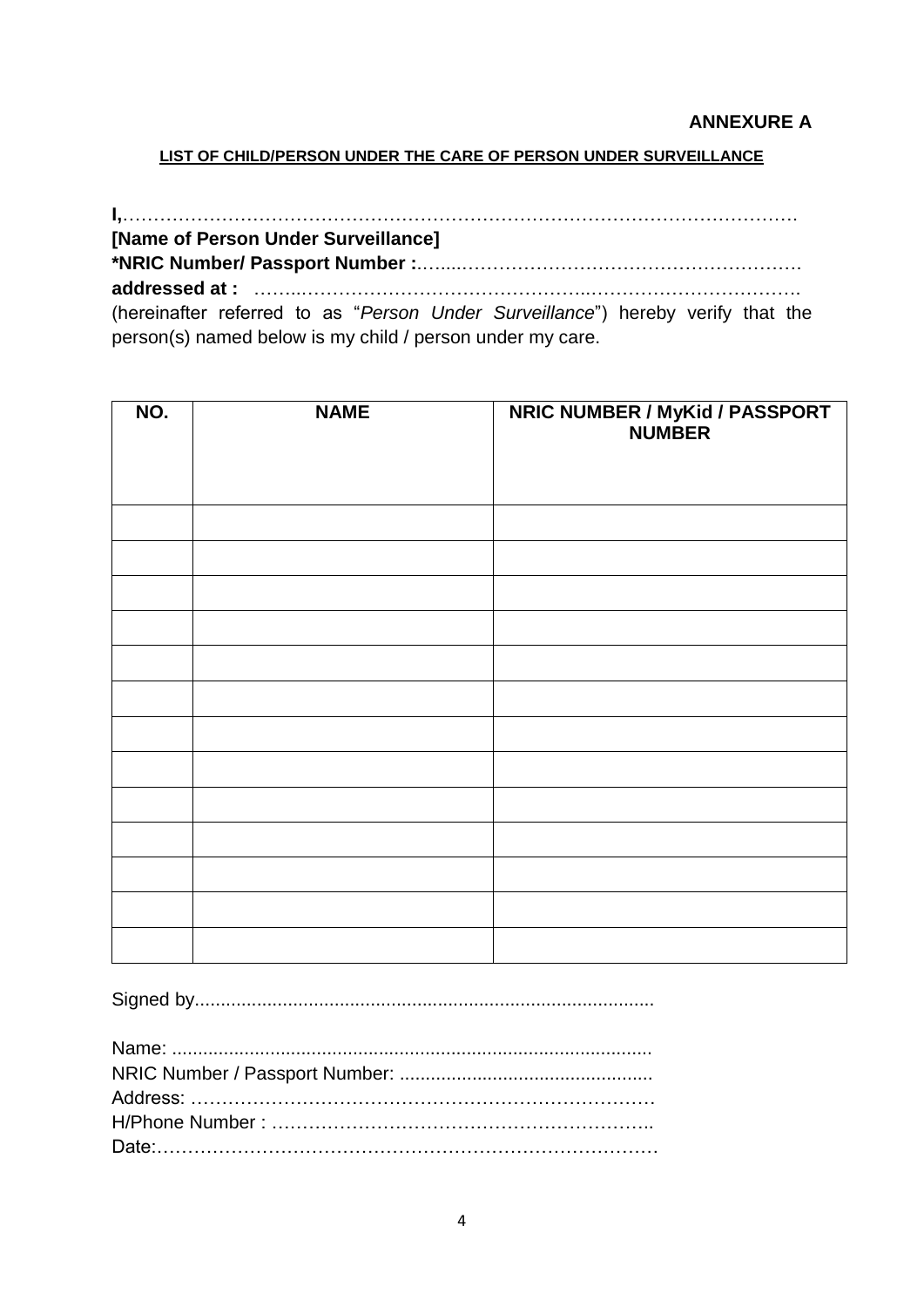**ANNEXURE A**

**LIST OF CHILD/PERSON UNDER THE CARE OF PERSON UNDER SURVEILLANCE**

**I,**…………………………………………………………………………………………………

**[Name of Person Under Surveillance]**

**\*NRIC Number/ Passport Number :**…....…………………………………………………

**addressed at :** ……...………………………………………..……………………………

(hereinafter referred to as "*Person Under Surveillance*") hereby verify that the person(s) named below is my child / person under my care.

| NO. | NAME | NRIC NUMBER / MyKid / PASSPORT NUMBER |
|---|---|---|
| | | |
| | | |
| | | |
| | | |
| | | |
| | | |
| | | |
| | | |
| | | |
| | | |
| | | |
| | | |
| | | |

Signed by........................................................................................

Name: ............................................................................................

NRIC Number / Passport Number: ................................................

Address: ………………………………………………………………

H/Phone Number : …………………………………………………..

Date:……………………………………………………………………